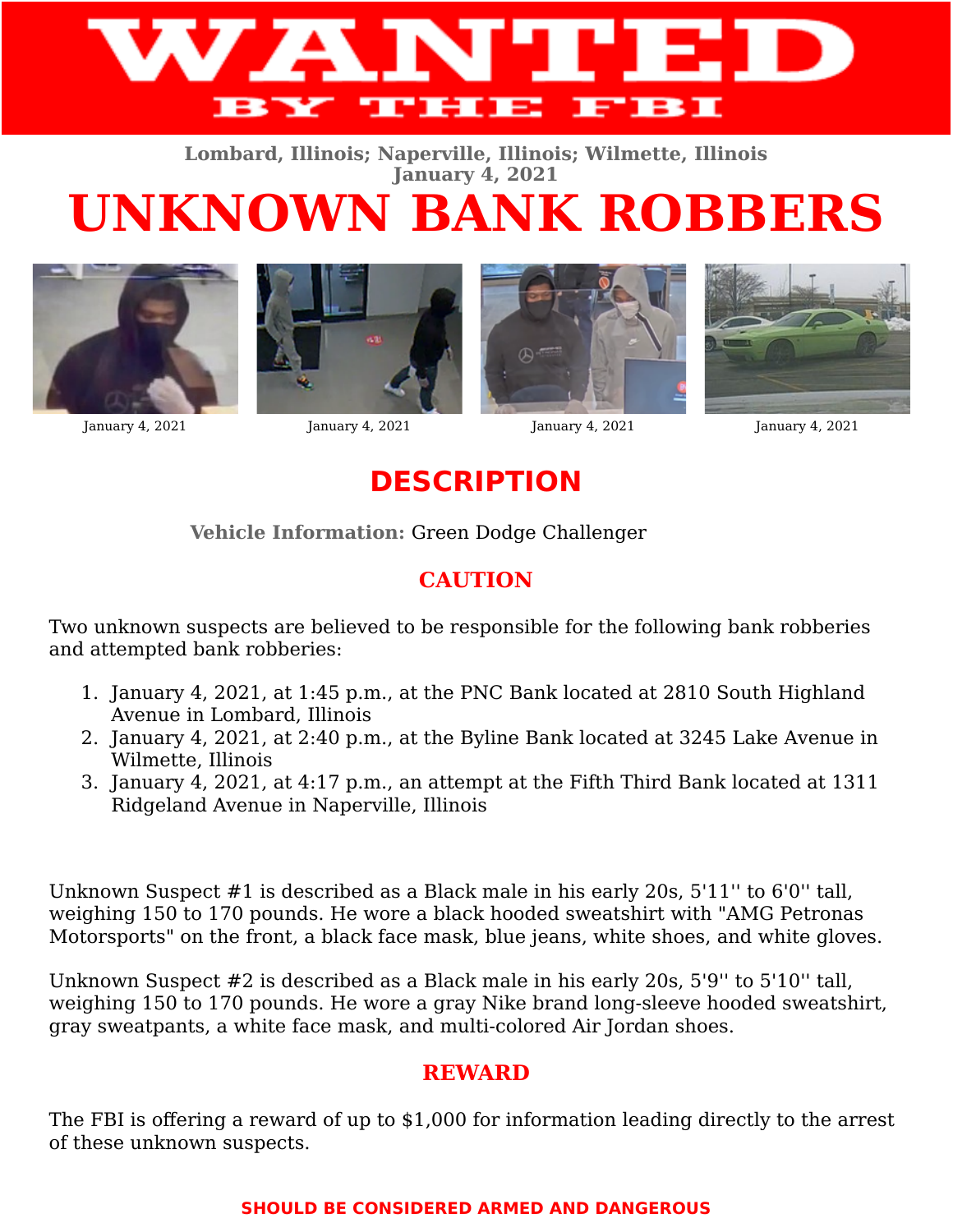# WANTED

## BY THE FBI

**Lombard, Illinois; Naperville, Illinois; Wilmette, Illinois**
**January 4, 2021**

# UNKNOWN BANK ROBBERS

January 4, 2021

January 4, 2021

January 4, 2021

January 4, 2021

## DESCRIPTION

**Vehicle Information:** Green Dodge Challenger

### CAUTION

Two unknown suspects are believed to be responsible for the following bank robberies and attempted bank robberies:

1. January 4, 2021, at 1:45 p.m., at the PNC Bank located at 2810 South Highland Avenue in Lombard, Illinois
2. January 4, 2021, at 2:40 p.m., at the Byline Bank located at 3245 Lake Avenue in Wilmette, Illinois
3. January 4, 2021, at 4:17 p.m., an attempt at the Fifth Third Bank located at 1311 Ridgeland Avenue in Naperville, Illinois

Unknown Suspect #1 is described as a Black male in his early 20s, 5'11'' to 6'0'' tall, weighing 150 to 170 pounds. He wore a black hooded sweatshirt with "AMG Petronas Motorsports" on the front, a black face mask, blue jeans, white shoes, and white gloves.

Unknown Suspect #2 is described as a Black male in his early 20s, 5'9'' to 5'10'' tall, weighing 150 to 170 pounds. He wore a gray Nike brand long-sleeve hooded sweatshirt, gray sweatpants, a white face mask, and multi-colored Air Jordan shoes.

### REWARD

The FBI is offering a reward of up to $1,000 for information leading directly to the arrest of these unknown suspects.

**SHOULD BE CONSIDERED ARMED AND DANGEROUS**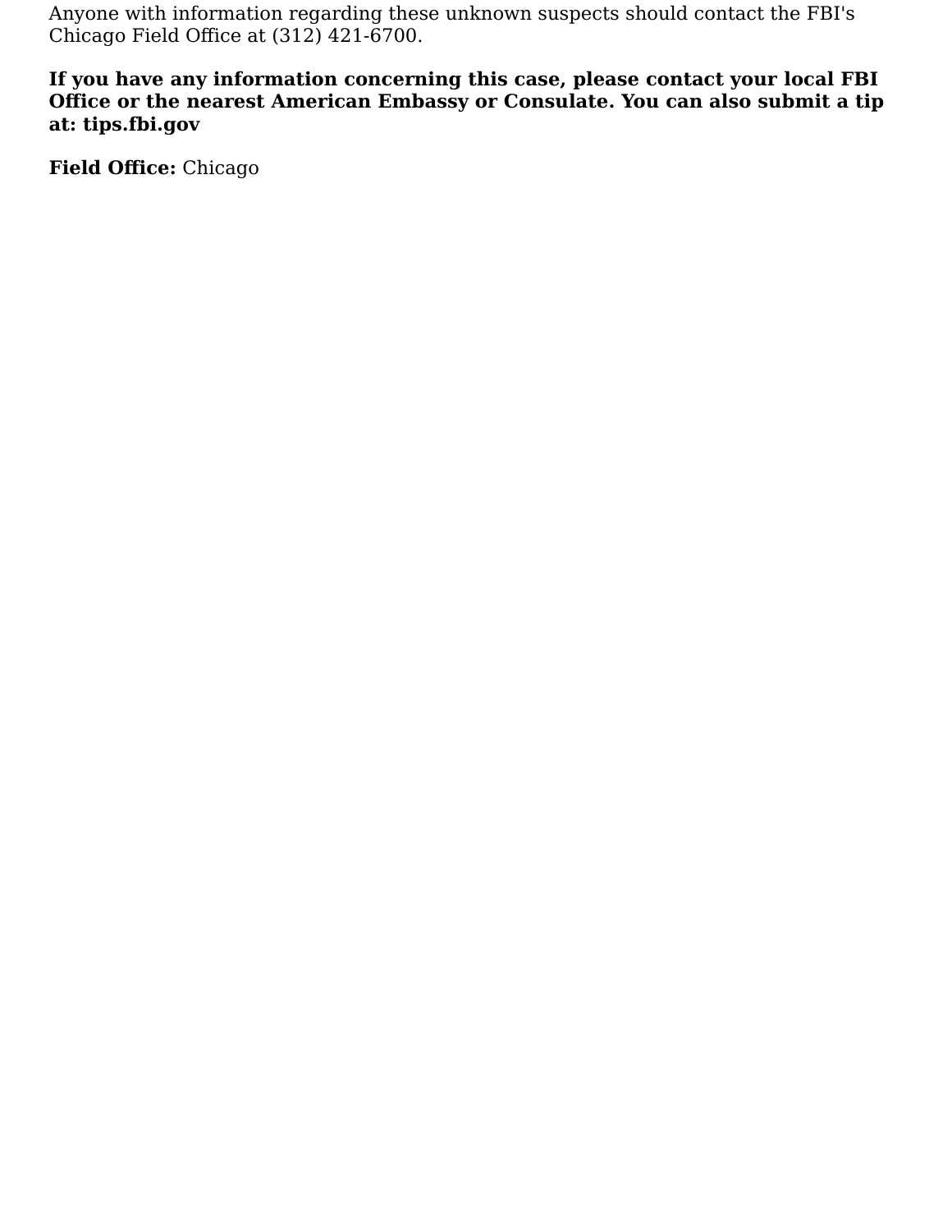Anyone with information regarding these unknown suspects should contact the FBI's Chicago Field Office at (312) 421-6700.

**If you have any information concerning this case, please contact your local FBI Office or the nearest American Embassy or Consulate. You can also submit a tip at: tips.fbi.gov**

**Field Office:** Chicago